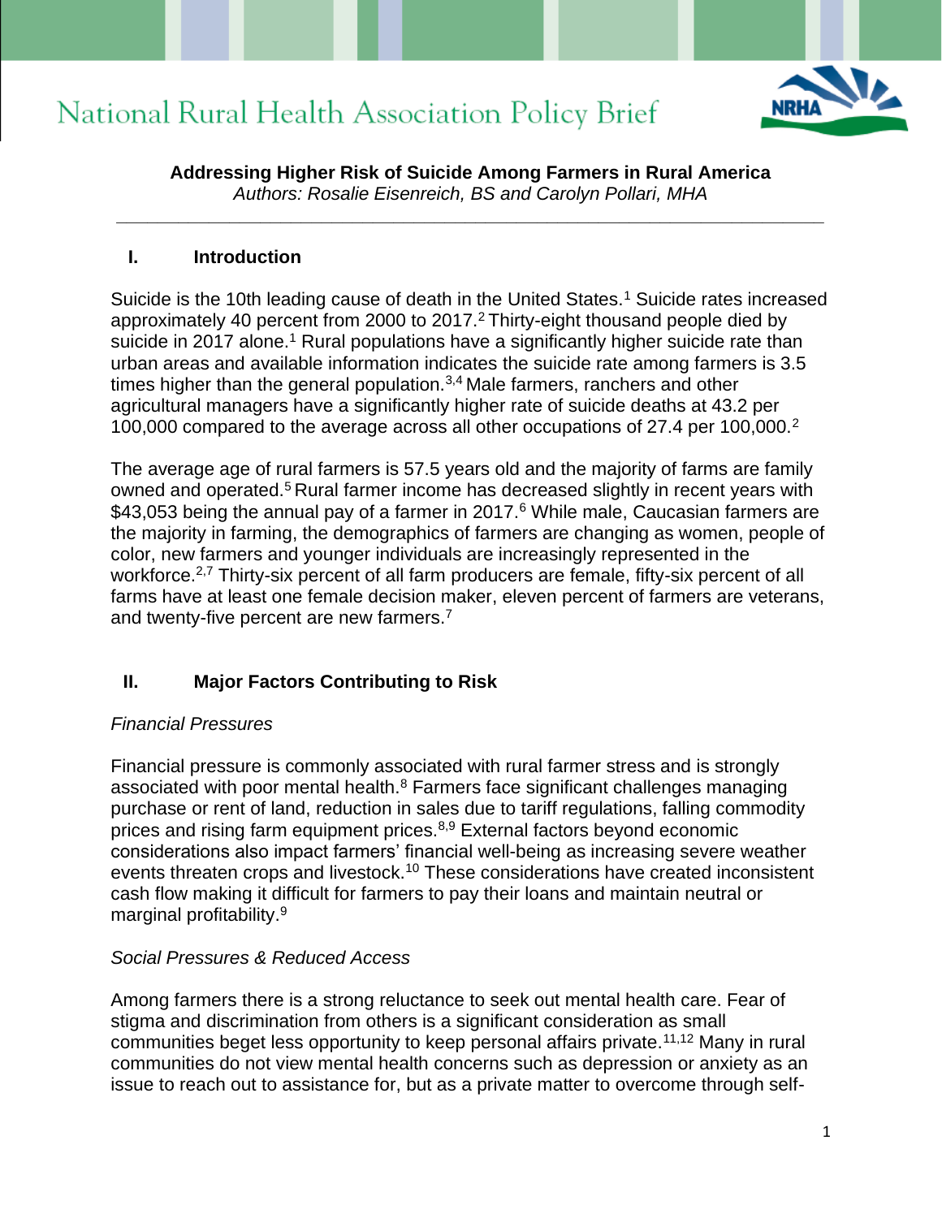# National Rural Health Association Policy Brief

**Addressing Higher Risk of Suicide Among Farmers in Rural America**

*Authors: Rosalie Eisenreich, BS and Carolyn Pollari, MHA*

## I. Introduction

Suicide is the 10th leading cause of death in the United States.[1] Suicide rates increased approximately 40 percent from 2000 to 2017.[2] Thirty-eight thousand people died by suicide in 2017 alone.[1] Rural populations have a significantly higher suicide rate than urban areas and available information indicates the suicide rate among farmers is 3.5 times higher than the general population.[3,4] Male farmers, ranchers and other agricultural managers have a significantly higher rate of suicide deaths at 43.2 per 100,000 compared to the average across all other occupations of 27.4 per 100,000.[2]

The average age of rural farmers is 57.5 years old and the majority of farms are family owned and operated.[5] Rural farmer income has decreased slightly in recent years with $43,053 being the annual pay of a farmer in 2017.[6] While male, Caucasian farmers are the majority in farming, the demographics of farmers are changing as women, people of color, new farmers and younger individuals are increasingly represented in the workforce.[2,7] Thirty-six percent of all farm producers are female, fifty-six percent of all farms have at least one female decision maker, eleven percent of farmers are veterans, and twenty-five percent are new farmers.[7]

## II. Major Factors Contributing to Risk

*Financial Pressures*

Financial pressure is commonly associated with rural farmer stress and is strongly associated with poor mental health.[8] Farmers face significant challenges managing purchase or rent of land, reduction in sales due to tariff regulations, falling commodity prices and rising farm equipment prices.[8,9] External factors beyond economic considerations also impact farmers' financial well-being as increasing severe weather events threaten crops and livestock.[10] These considerations have created inconsistent cash flow making it difficult for farmers to pay their loans and maintain neutral or marginal profitability.[9]

*Social Pressures & Reduced Access*

Among farmers there is a strong reluctance to seek out mental health care. Fear of stigma and discrimination from others is a significant consideration as small communities beget less opportunity to keep personal affairs private.[11,12] Many in rural communities do not view mental health concerns such as depression or anxiety as an issue to reach out to assistance for, but as a private matter to overcome through self-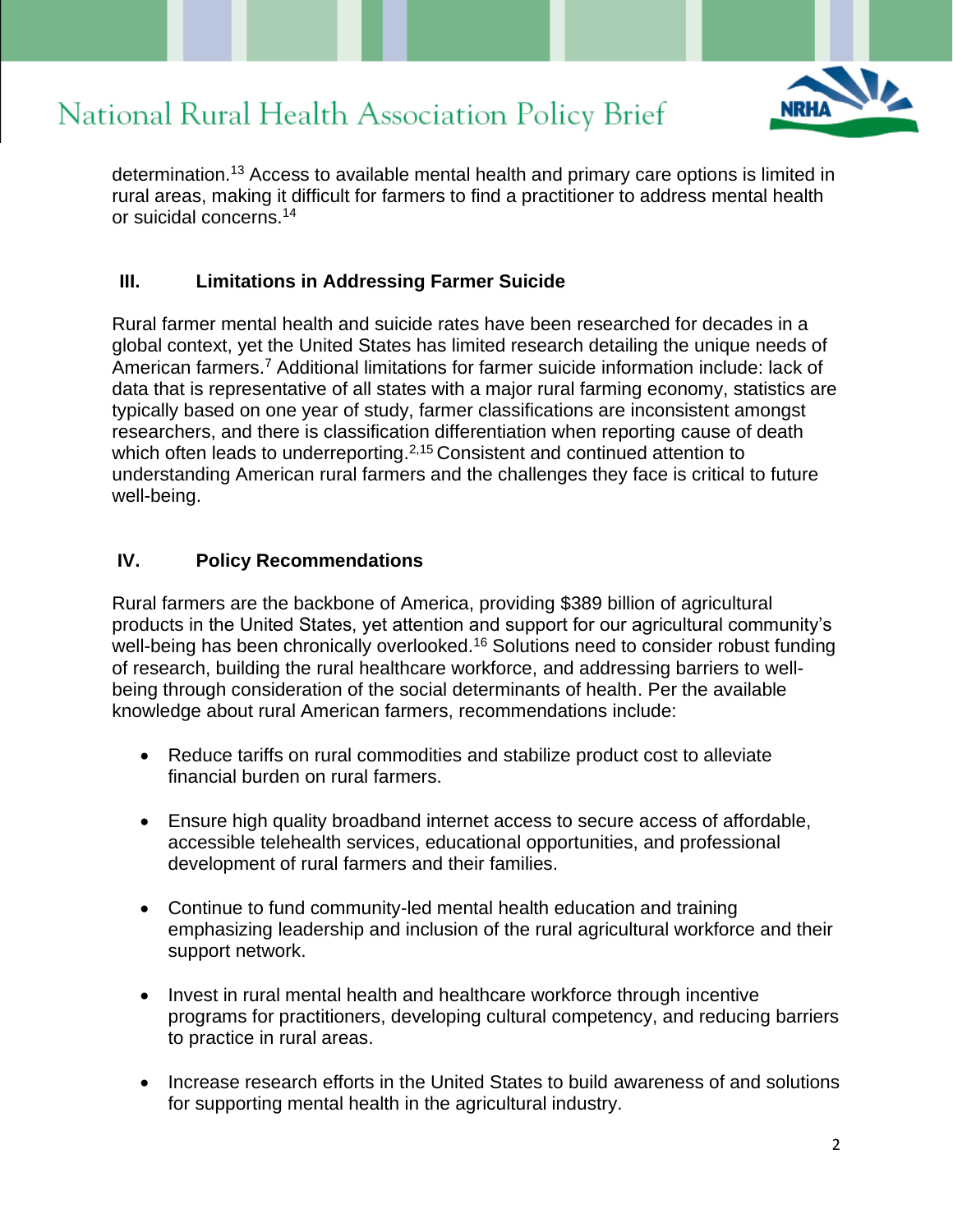determination.[13] Access to available mental health and primary care options is limited in rural areas, making it difficult for farmers to find a practitioner to address mental health or suicidal concerns.[14]

## III. Limitations in Addressing Farmer Suicide

Rural farmer mental health and suicide rates have been researched for decades in a global context, yet the United States has limited research detailing the unique needs of American farmers.[7] Additional limitations for farmer suicide information include: lack of data that is representative of all states with a major rural farming economy, statistics are typically based on one year of study, farmer classifications are inconsistent amongst researchers, and there is classification differentiation when reporting cause of death which often leads to underreporting.[2,15] Consistent and continued attention to understanding American rural farmers and the challenges they face is critical to future well-being.

## IV. Policy Recommendations

Rural farmers are the backbone of America, providing $389 billion of agricultural products in the United States, yet attention and support for our agricultural community's well-being has been chronically overlooked.[16] Solutions need to consider robust funding of research, building the rural healthcare workforce, and addressing barriers to well-being through consideration of the social determinants of health. Per the available knowledge about rural American farmers, recommendations include:

- Reduce tariffs on rural commodities and stabilize product cost to alleviate financial burden on rural farmers.
- Ensure high quality broadband internet access to secure access of affordable, accessible telehealth services, educational opportunities, and professional development of rural farmers and their families.
- Continue to fund community-led mental health education and training emphasizing leadership and inclusion of the rural agricultural workforce and their support network.
- Invest in rural mental health and healthcare workforce through incentive programs for practitioners, developing cultural competency, and reducing barriers to practice in rural areas.
- Increase research efforts in the United States to build awareness of and solutions for supporting mental health in the agricultural industry.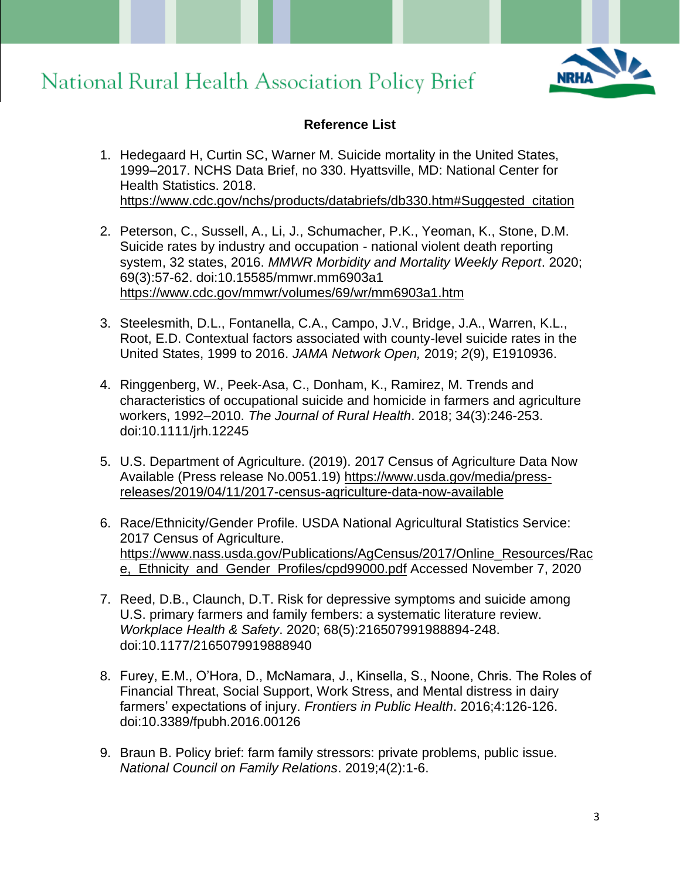## Reference List

1. Hedegaard H, Curtin SC, Warner M. Suicide mortality in the United States, 1999–2017. NCHS Data Brief, no 330. Hyattsville, MD: National Center for Health Statistics. 2018. https://www.cdc.gov/nchs/products/databriefs/db330.htm#Suggested_citation

2. Peterson, C., Sussell, A., Li, J., Schumacher, P.K., Yeoman, K., Stone, D.M. Suicide rates by industry and occupation - national violent death reporting system, 32 states, 2016. *MMWR Morbidity and Mortality Weekly Report*. 2020; 69(3):57-62. doi:10.15585/mmwr.mm6903a1 https://www.cdc.gov/mmwr/volumes/69/wr/mm6903a1.htm

3. Steelesmith, D.L., Fontanella, C.A., Campo, J.V., Bridge, J.A., Warren, K.L., Root, E.D. Contextual factors associated with county-level suicide rates in the United States, 1999 to 2016. *JAMA Network Open,* 2019; *2*(9), E1910936.

4. Ringgenberg, W., Peek-Asa, C., Donham, K., Ramirez, M. Trends and characteristics of occupational suicide and homicide in farmers and agriculture workers, 1992–2010. *The Journal of Rural Health*. 2018; 34(3):246-253. doi:10.1111/jrh.12245

5. U.S. Department of Agriculture. (2019). 2017 Census of Agriculture Data Now Available (Press release No.0051.19) https://www.usda.gov/media/press-releases/2019/04/11/2017-census-agriculture-data-now-available

6. Race/Ethnicity/Gender Profile. USDA National Agricultural Statistics Service: 2017 Census of Agriculture. https://www.nass.usda.gov/Publications/AgCensus/2017/Online_Resources/Race,_Ethnicity_and_Gender_Profiles/cpd99000.pdf Accessed November 7, 2020

7. Reed, D.B., Claunch, D.T. Risk for depressive symptoms and suicide among U.S. primary farmers and family fembers: a systematic literature review. *Workplace Health & Safety*. 2020; 68(5):216507991988894-248. doi:10.1177/2165079919888940

8. Furey, E.M., O'Hora, D., McNamara, J., Kinsella, S., Noone, Chris. The Roles of Financial Threat, Social Support, Work Stress, and Mental distress in dairy farmers' expectations of injury. *Frontiers in Public Health*. 2016;4:126-126. doi:10.3389/fpubh.2016.00126

9. Braun B. Policy brief: farm family stressors: private problems, public issue. *National Council on Family Relations*. 2019;4(2):1-6.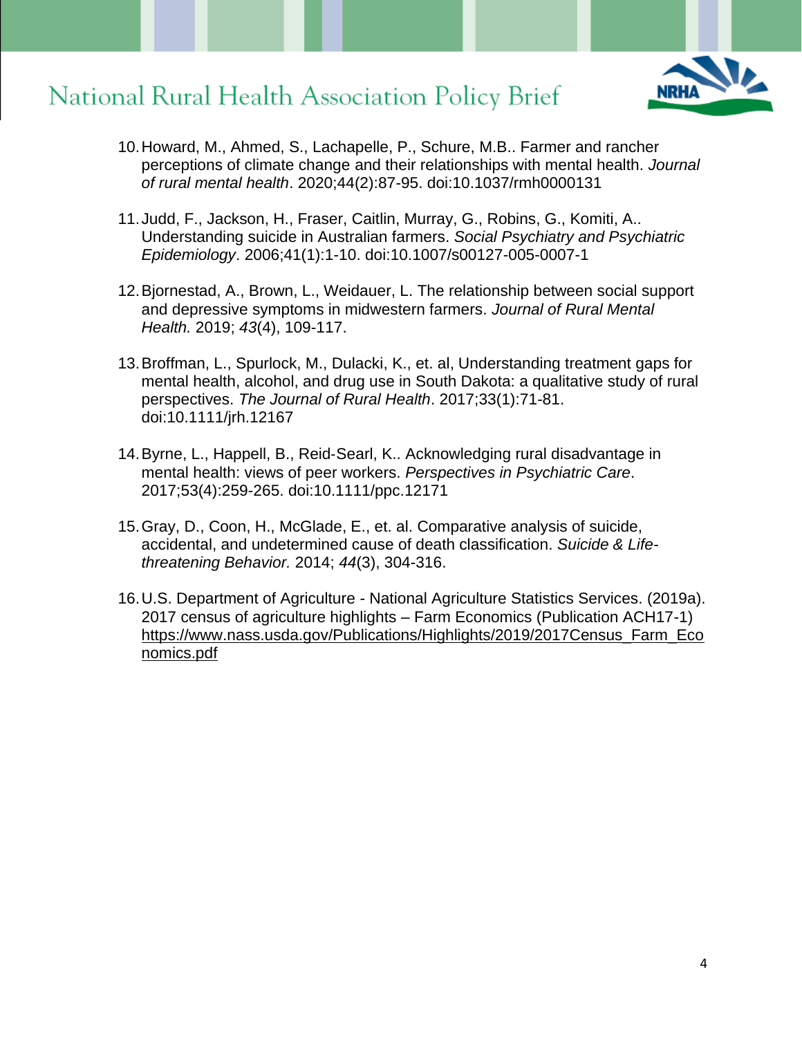10. Howard, M., Ahmed, S., Lachapelle, P., Schure, M.B.. Farmer and rancher perceptions of climate change and their relationships with mental health. *Journal of rural mental health*. 2020;44(2):87-95. doi:10.1037/rmh0000131

11. Judd, F., Jackson, H., Fraser, Caitlin, Murray, G., Robins, G., Komiti, A.. Understanding suicide in Australian farmers. *Social Psychiatry and Psychiatric Epidemiology*. 2006;41(1):1-10. doi:10.1007/s00127-005-0007-1

12. Bjornestad, A., Brown, L., Weidauer, L. The relationship between social support and depressive symptoms in midwestern farmers. *Journal of Rural Mental Health.* 2019; *43*(4), 109-117.

13. Broffman, L., Spurlock, M., Dulacki, K., et. al, Understanding treatment gaps for mental health, alcohol, and drug use in South Dakota: a qualitative study of rural perspectives. *The Journal of Rural Health*. 2017;33(1):71-81. doi:10.1111/jrh.12167

14. Byrne, L., Happell, B., Reid-Searl, K.. Acknowledging rural disadvantage in mental health: views of peer workers. *Perspectives in Psychiatric Care*. 2017;53(4):259-265. doi:10.1111/ppc.12171

15. Gray, D., Coon, H., McGlade, E., et. al. Comparative analysis of suicide, accidental, and undetermined cause of death classification. *Suicide & Life-threatening Behavior.* 2014; *44*(3), 304-316.

16. U.S. Department of Agriculture - National Agriculture Statistics Services. (2019a). 2017 census of agriculture highlights – Farm Economics (Publication ACH17-1) https://www.nass.usda.gov/Publications/Highlights/2019/2017Census_Farm_Economics.pdf